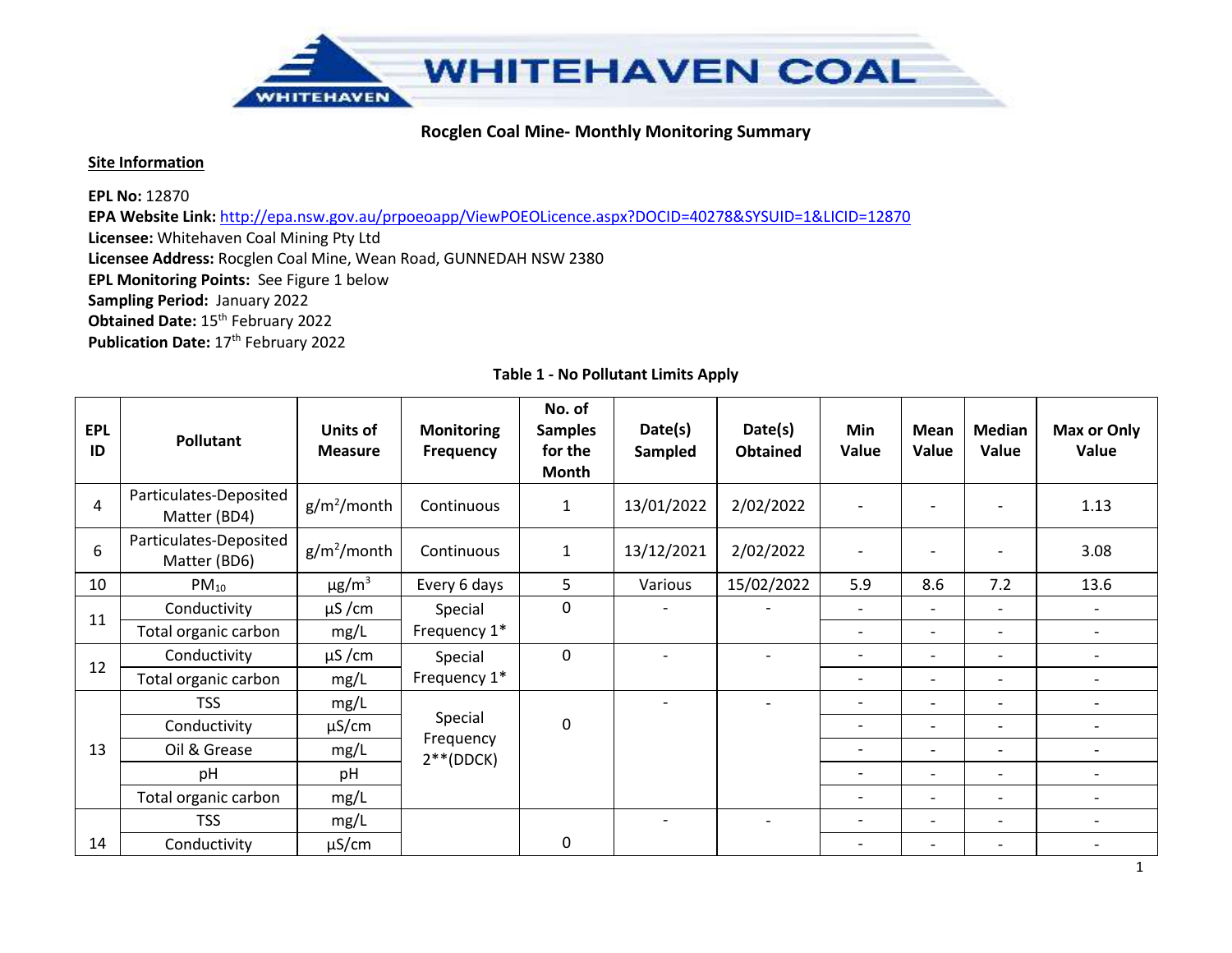**Rocglen Coal Mine- Monthly Monitoring Summary**

**Site Information**

**EPL No:** 12870
**EPA Website Link:** [http://epa.nsw.gov.au/prpoeoapp/ViewPOEOLicence.aspx?DOCID=40278&SYSUID=1&LICID=12870](http://epa.nsw.gov.au/prpoeoapp/ViewPOEOLicence.aspx?DOCID=40278&SYSUID=1&LICID=12870)
**Licensee:** Whitehaven Coal Mining Pty Ltd
**Licensee Address:** Rocglen Coal Mine, Wean Road, GUNNEDAH NSW 2380
**EPL Monitoring Points:** See Figure 1 below
**Sampling Period:** January 2022
**Obtained Date:** 15th February 2022
**Publication Date:** 17th February 2022

**Table 1 - No Pollutant Limits Apply**

| EPL ID | Pollutant | Units of Measure | Monitoring Frequency | No. of Samples for the Month | Date(s) Sampled | Date(s) Obtained | Min Value | Mean Value | Median Value | Max or Only Value |
|---|---|---|---|---|---|---|---|---|---|---|
| 4 | Particulates-Deposited Matter (BD4) | $g/m^2$/month | Continuous | 1 | 13/01/2022 | 2/02/2022 | - | - | - | 1.13 |
| 6 | Particulates-Deposited Matter (BD6) | $g/m^2$/month | Continuous | 1 | 13/12/2021 | 2/02/2022 | - | - | - | 3.08 |
| 10 | $PM_{10}$ | $\mu g/m^3$ | Every 6 days | 5 | Various | 15/02/2022 | 5.9 | 8.6 | 7.2 | 13.6 |
| 11 | Conductivity | µS /cm | Special Frequency 1* | 0 | - | - | - | - | - | - |
| | Total organic carbon | mg/L | | | | | - | - | - | - |
| 12 | Conductivity | µS /cm | Special Frequency 1* | 0 | - | - | - | - | - | - |
| | Total organic carbon | mg/L | | | | | - | - | - | - |
| 13 | TSS | mg/L | Special Frequency 2**(DDCK) | 0 | - | - | - | - | - | - |
| | Conductivity | µS/cm | | | | | - | - | - | - |
| | Oil & Grease | mg/L | | | | | - | - | - | - |
| | pH | pH | | | | | - | - | - | - |
| | Total organic carbon | mg/L | | | | | - | - | - | - |
| 14 | TSS | mg/L | | 0 | - | - | - | - | - | - |
| | Conductivity | µS/cm | | | | | - | - | - | - |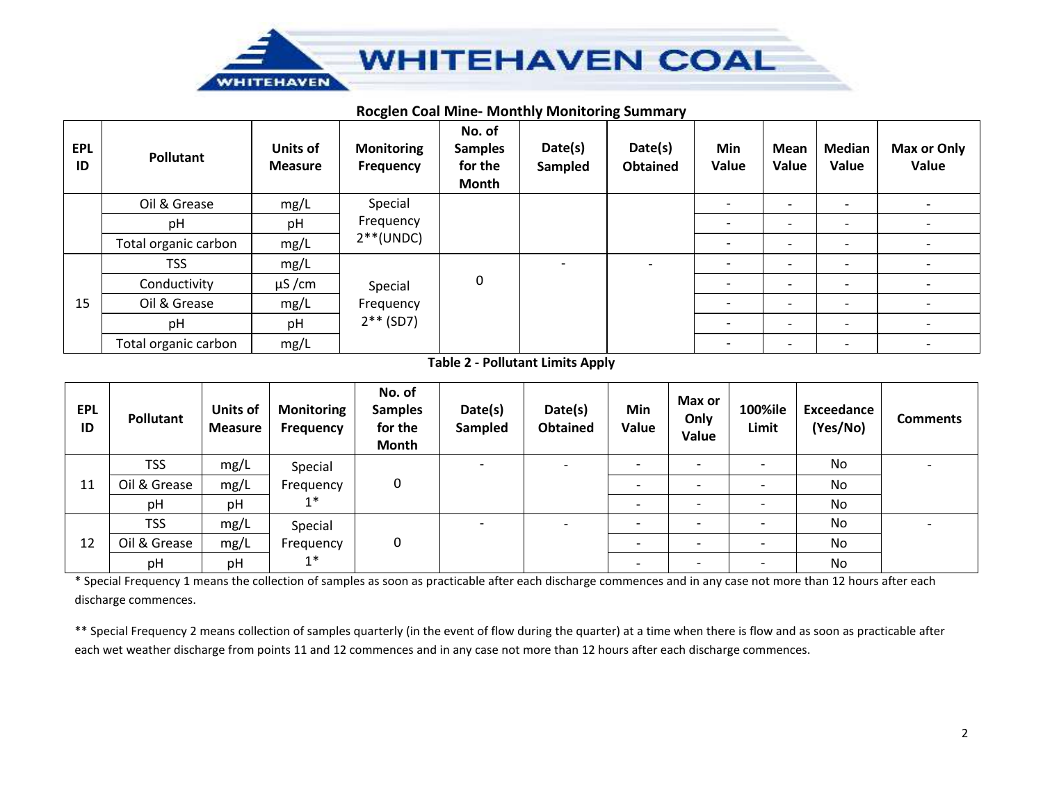## Rocglen Coal Mine- Monthly Monitoring Summary

| EPL ID | Pollutant | Units of Measure | Monitoring Frequency | No. of Samples for the Month | Date(s) Sampled | Date(s) Obtained | Min Value | Mean Value | Median Value | Max or Only Value |
|---|---|---|---|---|---|---|---|---|---|---|
| | Oil & Grease | mg/L | Special Frequency 2**(UNDC) | | | | - | - | - | - |
| | pH | pH | | | | | - | - | - | - |
| | Total organic carbon | mg/L | | | | | - | - | - | - |
| 15 | TSS | mg/L | Special Frequency 2** (SD7) | 0 | - | - | - | - | - | - |
| | Conductivity | µS /cm | | | | | - | - | - | - |
| | Oil & Grease | mg/L | | | | | - | - | - | - |
| | pH | pH | | | | | - | - | - | - |
| | Total organic carbon | mg/L | | | | | - | - | - | - |

**Table 2 - Pollutant Limits Apply**

| EPL ID | Pollutant | Units of Measure | Monitoring Frequency | No. of Samples for the Month | Date(s) Sampled | Date(s) Obtained | Min Value | Max or Only Value | 100%ile Limit | Exceedance (Yes/No) | Comments |
|---|---|---|---|---|---|---|---|---|---|---|---|
| 11 | TSS | mg/L | Special Frequency 1* | 0 | - | - | - | - | - | No | - |
| | Oil & Grease | mg/L | | | | | - | - | - | No | |
| | pH | pH | | | | | - | - | - | No | |
| 12 | TSS | mg/L | Special Frequency 1* | 0 | - | - | - | - | - | No | - |
| | Oil & Grease | mg/L | | | | | - | - | - | No | |
| | pH | pH | | | | | - | - | - | No | |

* Special Frequency 1 means the collection of samples as soon as practicable after each discharge commences and in any case not more than 12 hours after each discharge commences.

** Special Frequency 2 means collection of samples quarterly (in the event of flow during the quarter) at a time when there is flow and as soon as practicable after each wet weather discharge from points 11 and 12 commences and in any case not more than 12 hours after each discharge commences.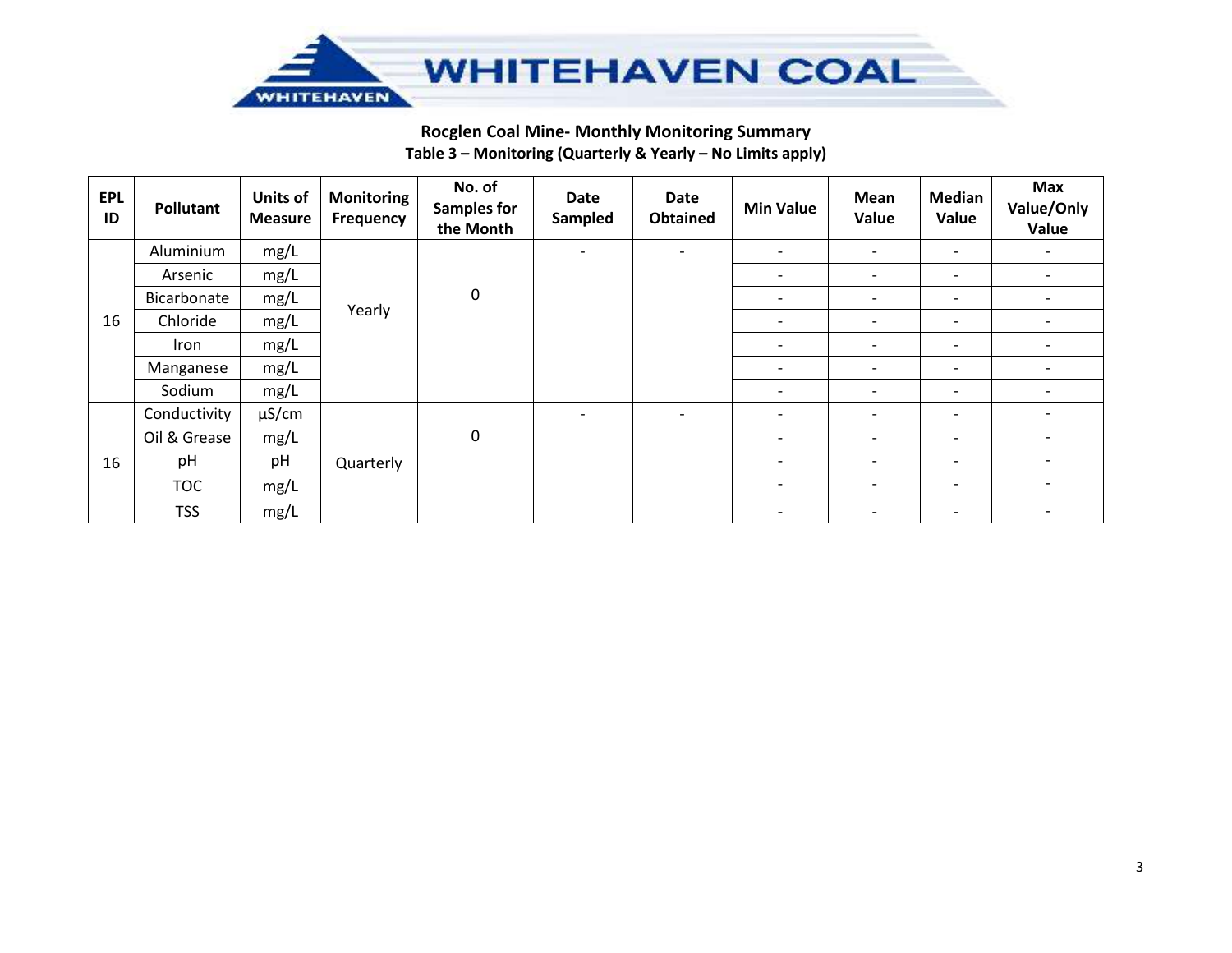**Rocglen Coal Mine- Monthly Monitoring Summary**

**Table 3 – Monitoring (Quarterly & Yearly – No Limits apply)**

| EPL ID | Pollutant | Units of Measure | Monitoring Frequency | No. of Samples for the Month | Date Sampled | Date Obtained | Min Value | Mean Value | Median Value | Max Value/Only Value |
|---|---|---|---|---|---|---|---|---|---|---|
| 16 | Aluminium | mg/L | Yearly | 0 | - | - | - | - | - | - |
| | Arsenic | mg/L | | | | | - | - | - | - |
| | Bicarbonate | mg/L | | | | | - | - | - | - |
| | Chloride | mg/L | | | | | - | - | - | - |
| | Iron | mg/L | | | | | - | - | - | - |
| | Manganese | mg/L | | | | | - | - | - | - |
| | Sodium | mg/L | | | | | - | - | - | - |
| 16 | Conductivity | μS/cm | Quarterly | 0 | - | - | - | - | - | - |
| | Oil & Grease | mg/L | | | | | - | - | - | - |
| | pH | pH | | | | | - | - | - | - |
| | TOC | mg/L | | | | | - | - | - | - |
| | TSS | mg/L | | | | | - | - | - | - |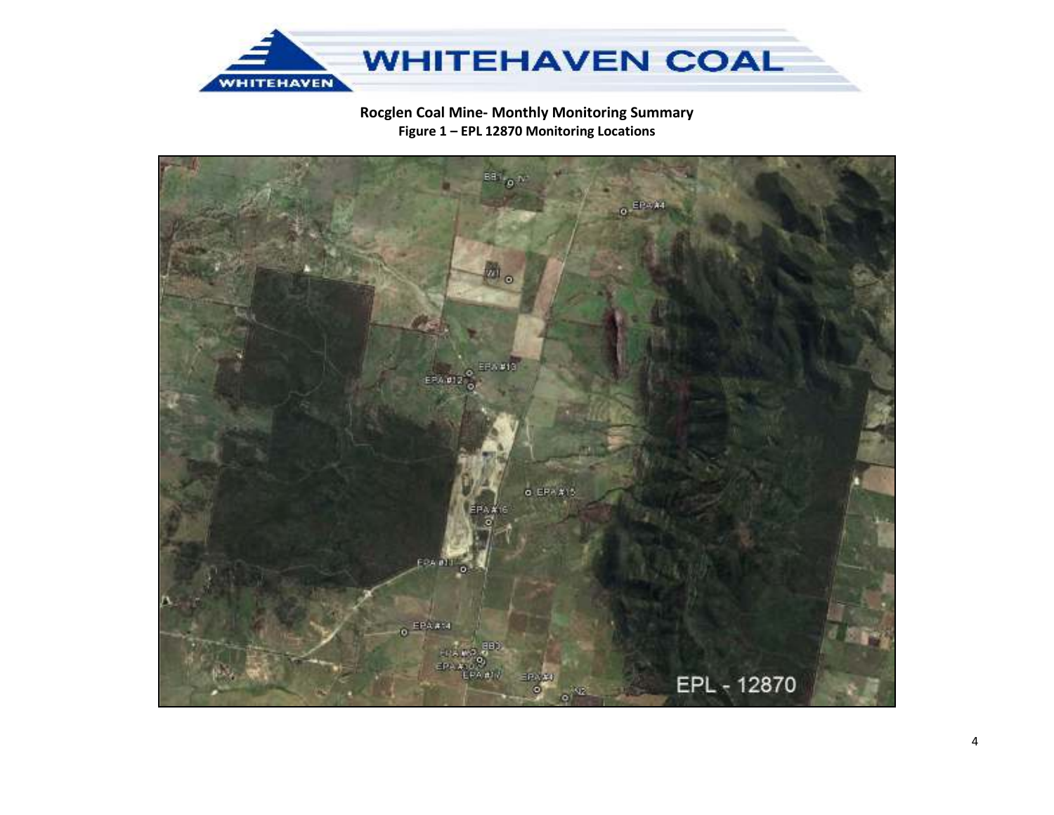**Rocglen Coal Mine- Monthly Monitoring Summary**

**Figure 1 – EPL 12870 Monitoring Locations**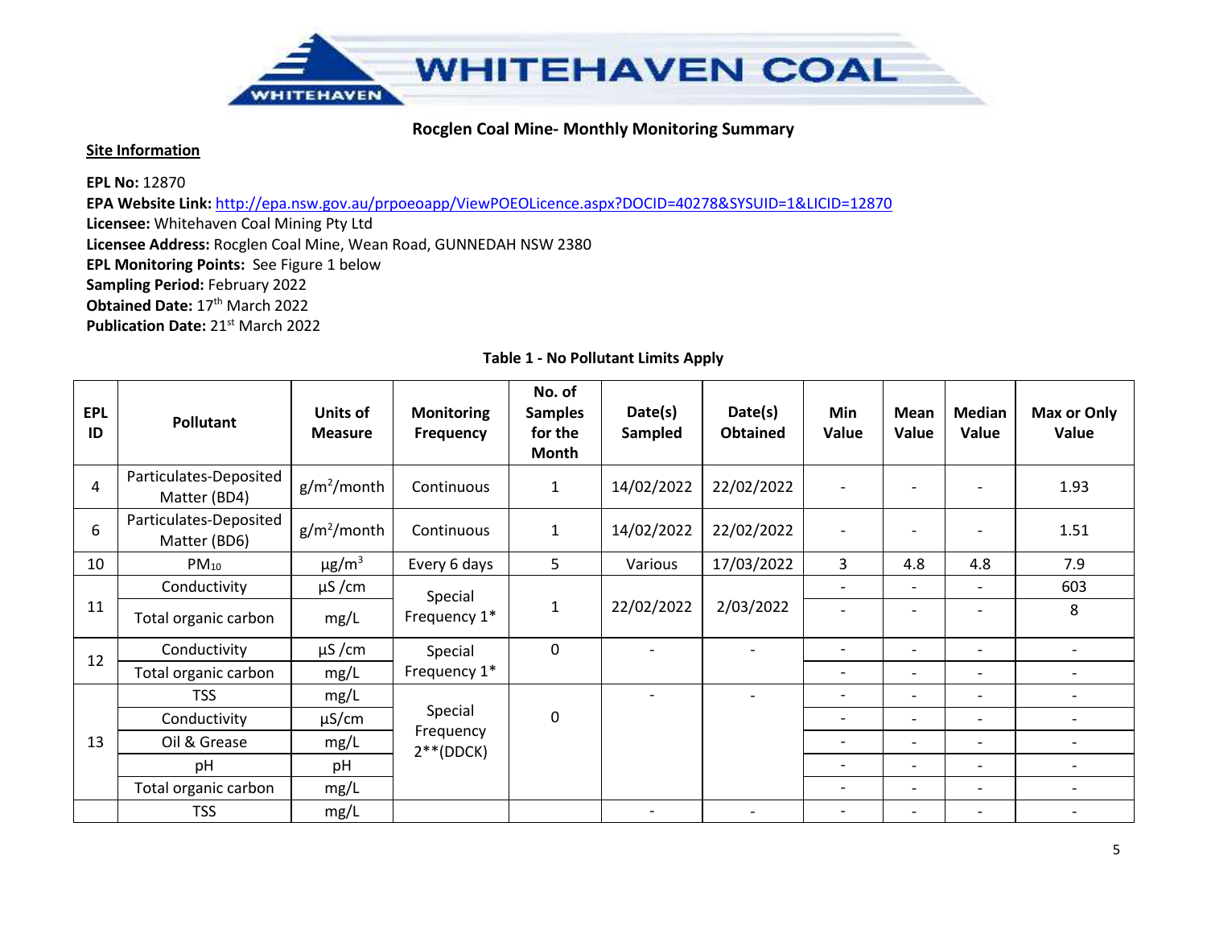WHITEHAVEN COAL

**Rocglen Coal Mine- Monthly Monitoring Summary**

**Site Information**

**EPL No:** 12870
**EPA Website Link:** http://epa.nsw.gov.au/prpoeoapp/ViewPOEOLicence.aspx?DOCID=40278&SYSUID=1&LICID=12870
**Licensee:** Whitehaven Coal Mining Pty Ltd
**Licensee Address:** Rocglen Coal Mine, Wean Road, GUNNEDAH NSW 2380
**EPL Monitoring Points:** See Figure 1 below
**Sampling Period:** February 2022
**Obtained Date:** 17th March 2022
**Publication Date:** 21st March 2022

**Table 1 - No Pollutant Limits Apply**

| EPL ID | Pollutant | Units of Measure | Monitoring Frequency | No. of Samples for the Month | Date(s) Sampled | Date(s) Obtained | Min Value | Mean Value | Median Value | Max or Only Value |
|---|---|---|---|---|---|---|---|---|---|---|
| 4 | Particulates-Deposited Matter (BD4) | $g/m^2$/month | Continuous | 1 | 14/02/2022 | 22/02/2022 | - | - | - | 1.93 |
| 6 | Particulates-Deposited Matter (BD6) | $g/m^2$/month | Continuous | 1 | 14/02/2022 | 22/02/2022 | - | - | - | 1.51 |
| 10 | $PM_{10}$ | $\mu g/m^3$ | Every 6 days | 5 | Various | 17/03/2022 | 3 | 4.8 | 4.8 | 7.9 |
| 11 | Conductivity | µS /cm | Special Frequency 1* | 1 | 22/02/2022 | 2/03/2022 | - | - | - | 603 |
| | Total organic carbon | mg/L | | | | | - | - | - | 8 |
| 12 | Conductivity | µS /cm | Special Frequency 1* | 0 | - | - | - | - | - | - |
| | Total organic carbon | mg/L | | | | | - | - | - | - |
| 13 | TSS | mg/L | Special Frequency 2**(DDCK) | 0 | - | - | - | - | - | - |
| | Conductivity | µS/cm | | | | | - | - | - | - |
| | Oil & Grease | mg/L | | | | | - | - | - | - |
| | pH | pH | | | | | - | - | - | - |
| | Total organic carbon | mg/L | | | | | - | - | - | - |
| | TSS | mg/L | | | - | - | - | - | - | - |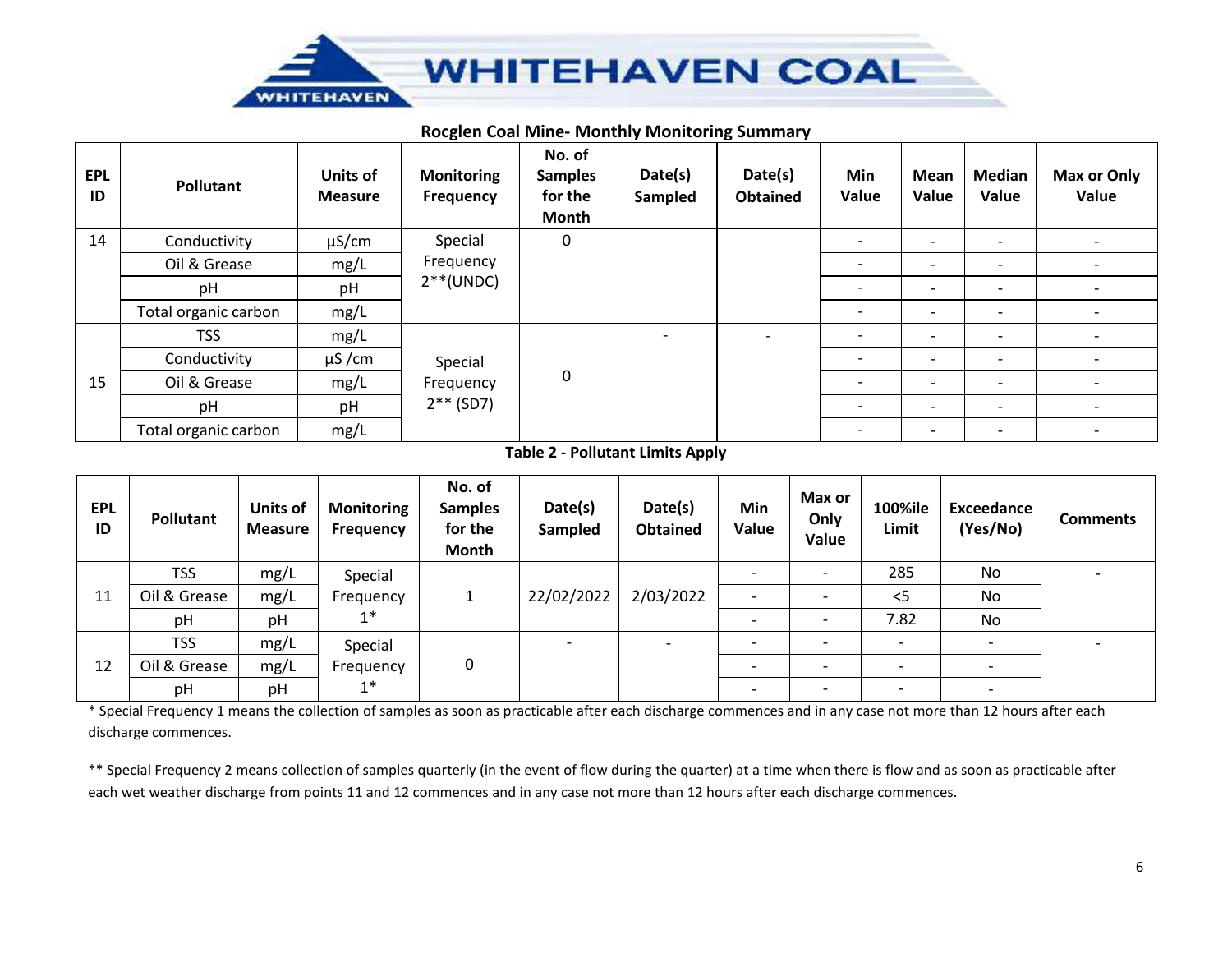**Rocglen Coal Mine- Monthly Monitoring Summary**

| EPL ID | Pollutant | Units of Measure | Monitoring Frequency | No. of Samples for the Month | Date(s) Sampled | Date(s) Obtained | Min Value | Mean Value | Median Value | Max or Only Value |
|---|---|---|---|---|---|---|---|---|---|---|
| 14 | Conductivity | µS/cm | Special Frequency 2**(UNDC) | 0 | | | - | - | - | - |
| | Oil & Grease | mg/L | | | | | - | - | - | - |
| | pH | pH | | | | | - | - | - | - |
| | Total organic carbon | mg/L | | | | | - | - | - | - |
| 15 | TSS | mg/L | Special Frequency 2** (SD7) | 0 | - | - | - | - | - | - |
| | Conductivity | µS /cm | | | | | - | - | - | - |
| | Oil & Grease | mg/L | | | | | - | - | - | - |
| | pH | pH | | | | | - | - | - | - |
| | Total organic carbon | mg/L | | | | | - | - | - | - |

**Table 2 - Pollutant Limits Apply**

| EPL ID | Pollutant | Units of Measure | Monitoring Frequency | No. of Samples for the Month | Date(s) Sampled | Date(s) Obtained | Min Value | Max or Only Value | 100%ile Limit | Exceedance (Yes/No) | Comments |
|---|---|---|---|---|---|---|---|---|---|---|---|
| 11 | TSS | mg/L | Special Frequency 1* | 1 | 22/02/2022 | 2/03/2022 | - | - | 285 | No | - |
| | Oil & Grease | mg/L | | | | | - | - | <5 | No | |
| | pH | pH | | | | | - | - | 7.82 | No | |
| 12 | TSS | mg/L | Special Frequency 1* | 0 | - | - | - | - | - | - | - |
| | Oil & Grease | mg/L | | | | | - | - | - | - | |
| | pH | pH | | | | | - | - | - | - | |

* Special Frequency 1 means the collection of samples as soon as practicable after each discharge commences and in any case not more than 12 hours after each discharge commences.

** Special Frequency 2 means collection of samples quarterly (in the event of flow during the quarter) at a time when there is flow and as soon as practicable after each wet weather discharge from points 11 and 12 commences and in any case not more than 12 hours after each discharge commences.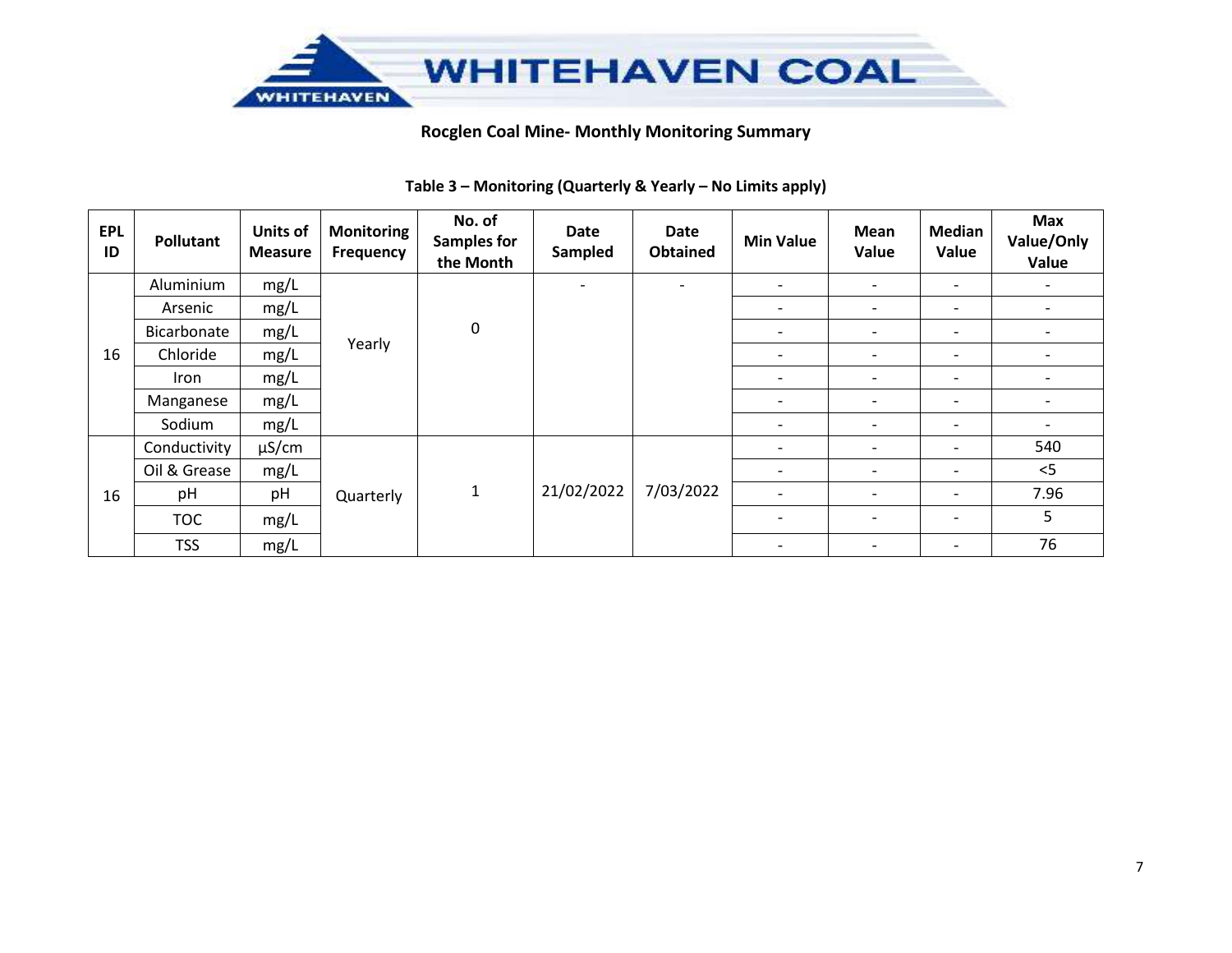**Rocglen Coal Mine- Monthly Monitoring Summary**

**Table 3 – Monitoring (Quarterly & Yearly – No Limits apply)**

| EPL ID | Pollutant | Units of Measure | Monitoring Frequency | No. of Samples for the Month | Date Sampled | Date Obtained | Min Value | Mean Value | Median Value | Max Value/Only Value |
|---|---|---|---|---|---|---|---|---|---|---|
| 16 | Aluminium | mg/L | Yearly | 0 | - | - | - | - | - | - |
| | Arsenic | mg/L | | | | | - | - | - | - |
| | Bicarbonate | mg/L | | | | | - | - | - | - |
| | Chloride | mg/L | | | | | - | - | - | - |
| | Iron | mg/L | | | | | - | - | - | - |
| | Manganese | mg/L | | | | | - | - | - | - |
| | Sodium | mg/L | | | | | - | - | - | - |
| 16 | Conductivity | µS/cm | Quarterly | 1 | 21/02/2022 | 7/03/2022 | - | - | - | 540 |
| | Oil & Grease | mg/L | | | | | - | - | - | <5 |
| | pH | pH | | | | | - | - | - | 7.96 |
| | TOC | mg/L | | | | | - | - | - | 5 |
| | TSS | mg/L | | | | | - | - | - | 76 |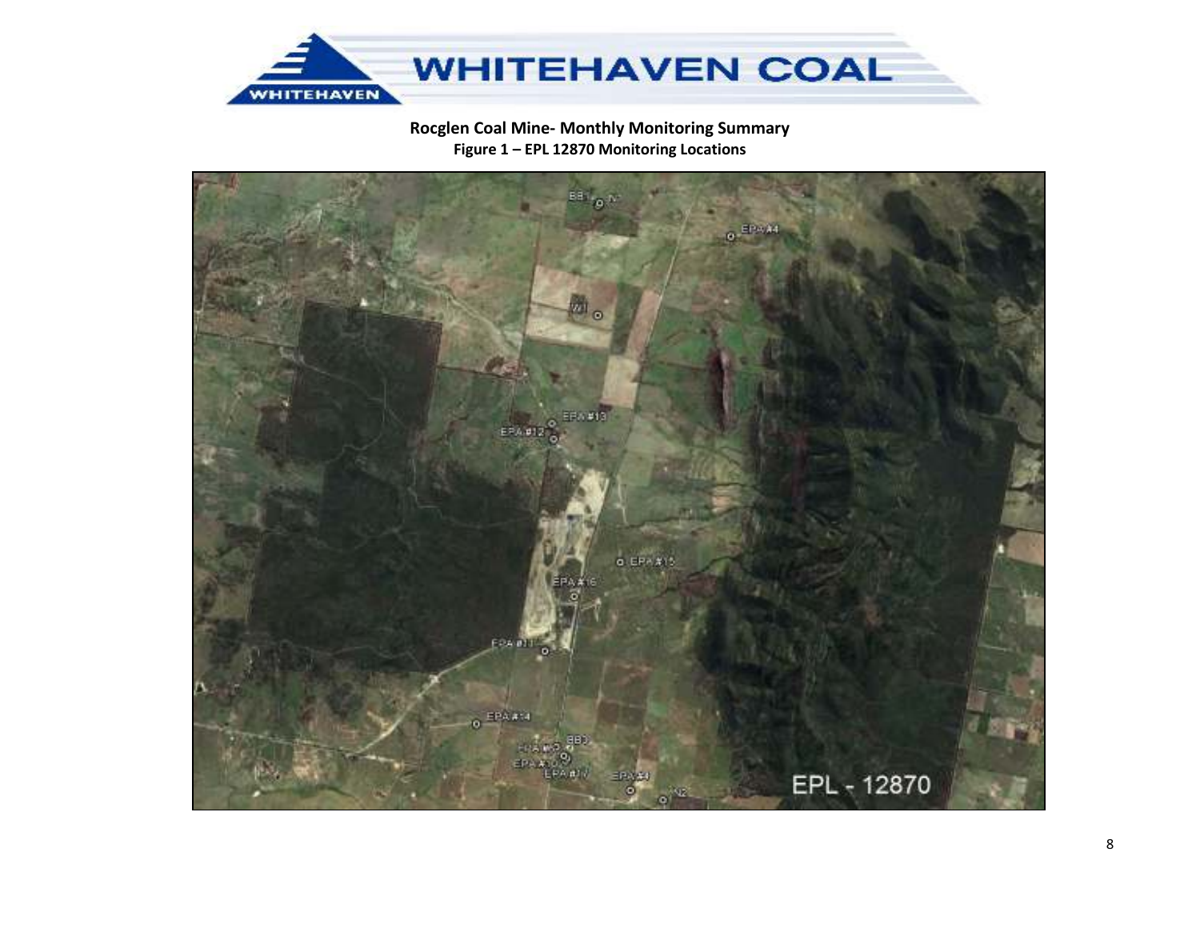**Rocglen Coal Mine- Monthly Monitoring Summary**

**Figure 1 – EPL 12870 Monitoring Locations**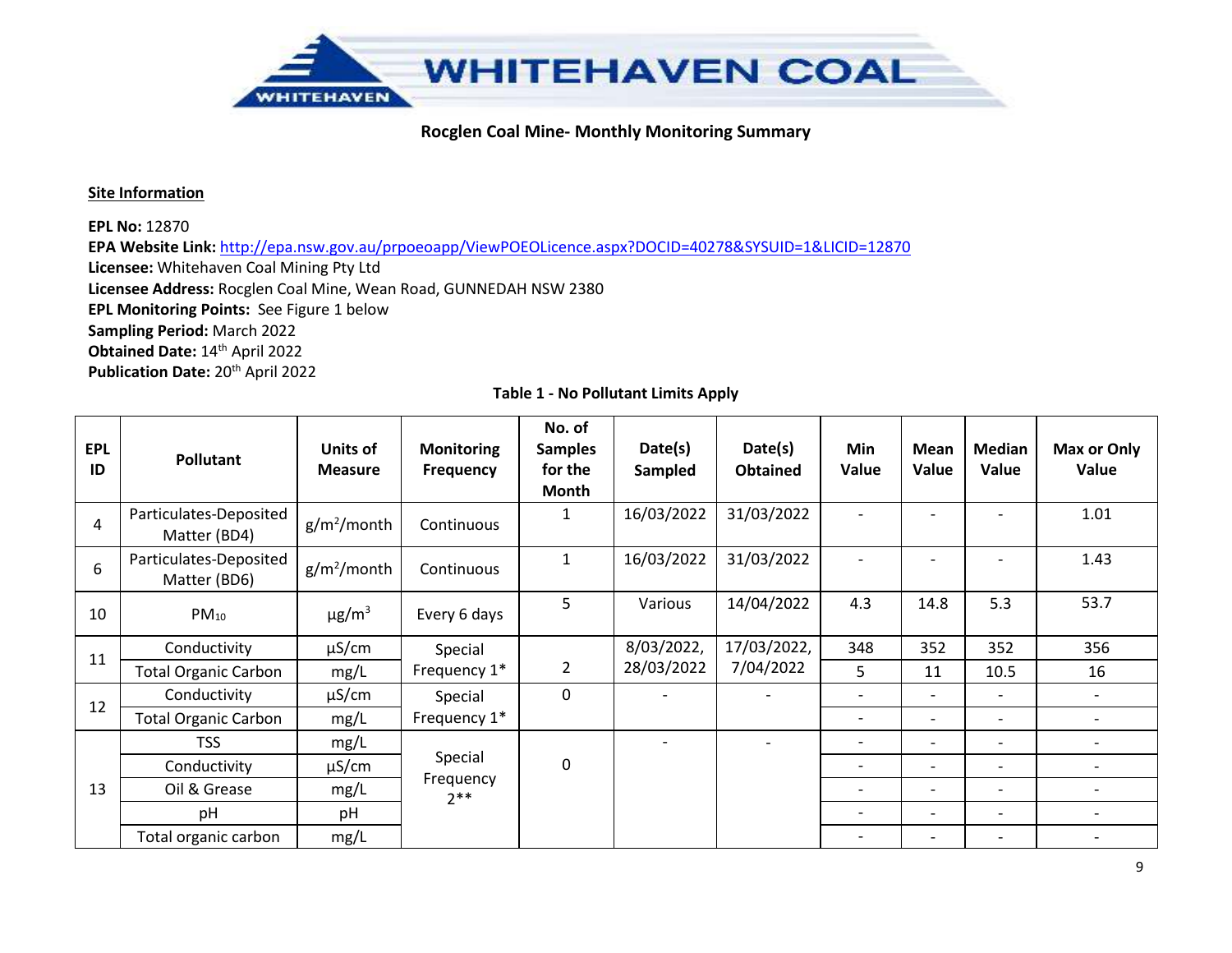**Rocglen Coal Mine- Monthly Monitoring Summary**

**Site Information**

**EPL No:** 12870
**EPA Website Link:** http://epa.nsw.gov.au/prpoeoapp/ViewPOEOLicence.aspx?DOCID=40278&SYSUID=1&LICID=12870
**Licensee:** Whitehaven Coal Mining Pty Ltd
**Licensee Address:** Rocglen Coal Mine, Wean Road, GUNNEDAH NSW 2380
**EPL Monitoring Points:** See Figure 1 below
**Sampling Period:** March 2022
**Obtained Date:** 14th April 2022
**Publication Date:** 20th April 2022

**Table 1 - No Pollutant Limits Apply**

| EPL ID | Pollutant | Units of Measure | Monitoring Frequency | No. of Samples for the Month | Date(s) Sampled | Date(s) Obtained | Min Value | Mean Value | Median Value | Max or Only Value |
|---|---|---|---|---|---|---|---|---|---|---|
| 4 | Particulates-Deposited Matter (BD4) | g/m$^2$/month | Continuous | 1 | 16/03/2022 | 31/03/2022 | - | - | - | 1.01 |
| 6 | Particulates-Deposited Matter (BD6) | g/m$^2$/month | Continuous | 1 | 16/03/2022 | 31/03/2022 | - | - | - | 1.43 |
| 10 | $PM_{10}$ | µg/m$^3$ | Every 6 days | 5 | Various | 14/04/2022 | 4.3 | 14.8 | 5.3 | 53.7 |
| 11 | Conductivity | µS/cm | Special Frequency 1* | 2 | 8/03/2022, 28/03/2022 | 17/03/2022, 7/04/2022 | 348 | 352 | 352 | 356 |
| | Total Organic Carbon | mg/L | | | | | 5 | 11 | 10.5 | 16 |
| 12 | Conductivity | µS/cm | Special Frequency 1* | 0 | - | - | - | - | - | - |
| | Total Organic Carbon | mg/L | | | | | - | - | - | - |
| 13 | TSS | mg/L | Special Frequency 2** | 0 | - | - | - | - | - | - |
| | Conductivity | µS/cm | | | | | - | - | - | - |
| | Oil & Grease | mg/L | | | | | - | - | - | - |
| | pH | pH | | | | | - | - | - | - |
| | Total organic carbon | mg/L | | | | | - | - | - | - |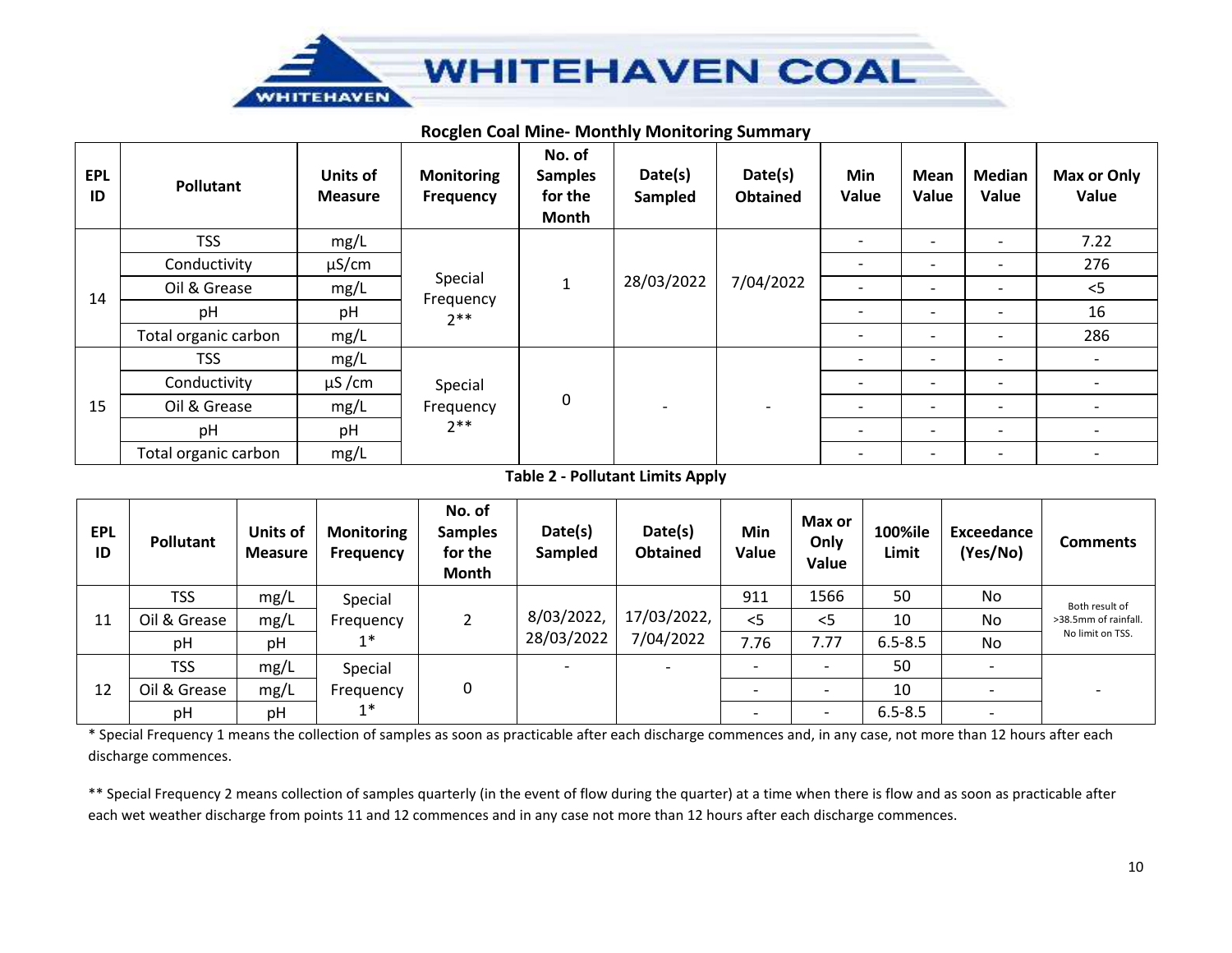## Rocglen Coal Mine- Monthly Monitoring Summary

| EPL ID | Pollutant | Units of Measure | Monitoring Frequency | No. of Samples for the Month | Date(s) Sampled | Date(s) Obtained | Min Value | Mean Value | Median Value | Max or Only Value |
|---|---|---|---|---|---|---|---|---|---|---|
| 14 | TSS | mg/L | Special Frequency 2** | 1 | 28/03/2022 | 7/04/2022 | - | - | - | 7.22 |
| | Conductivity | µS/cm | | | | | - | - | - | 276 |
| | Oil & Grease | mg/L | | | | | - | - | - | <5 |
| | pH | pH | | | | | - | - | - | 16 |
| | Total organic carbon | mg/L | | | | | - | - | - | 286 |
| 15 | TSS | mg/L | Special Frequency 2** | 0 | - | - | - | - | - | - |
| | Conductivity | µS /cm | | | | | - | - | - | - |
| | Oil & Grease | mg/L | | | | | - | - | - | - |
| | pH | pH | | | | | - | - | - | - |
| | Total organic carbon | mg/L | | | | | - | - | - | - |

**Table 2 - Pollutant Limits Apply**

| EPL ID | Pollutant | Units of Measure | Monitoring Frequency | No. of Samples for the Month | Date(s) Sampled | Date(s) Obtained | Min Value | Max or Only Value | 100%ile Limit | Exceedance (Yes/No) | Comments |
|---|---|---|---|---|---|---|---|---|---|---|---|
| 11 | TSS | mg/L | Special Frequency 1* | 2 | 8/03/2022, 28/03/2022 | 17/03/2022, 7/04/2022 | 911 | 1566 | 50 | No | Both result of >38.5mm of rainfall. No limit on TSS. |
| | Oil & Grease | mg/L | | | | | <5 | <5 | 10 | No | |
| | pH | pH | | | | | 7.76 | 7.77 | 6.5-8.5 | No | |
| 12 | TSS | mg/L | Special Frequency 1* | 0 | - | - | - | - | 50 | - | - |
| | Oil & Grease | mg/L | | | | | - | - | 10 | - | |
| | pH | pH | | | | | - | - | 6.5-8.5 | - | |

* Special Frequency 1 means the collection of samples as soon as practicable after each discharge commences and, in any case, not more than 12 hours after each discharge commences.

** Special Frequency 2 means collection of samples quarterly (in the event of flow during the quarter) at a time when there is flow and as soon as practicable after each wet weather discharge from points 11 and 12 commences and in any case not more than 12 hours after each discharge commences.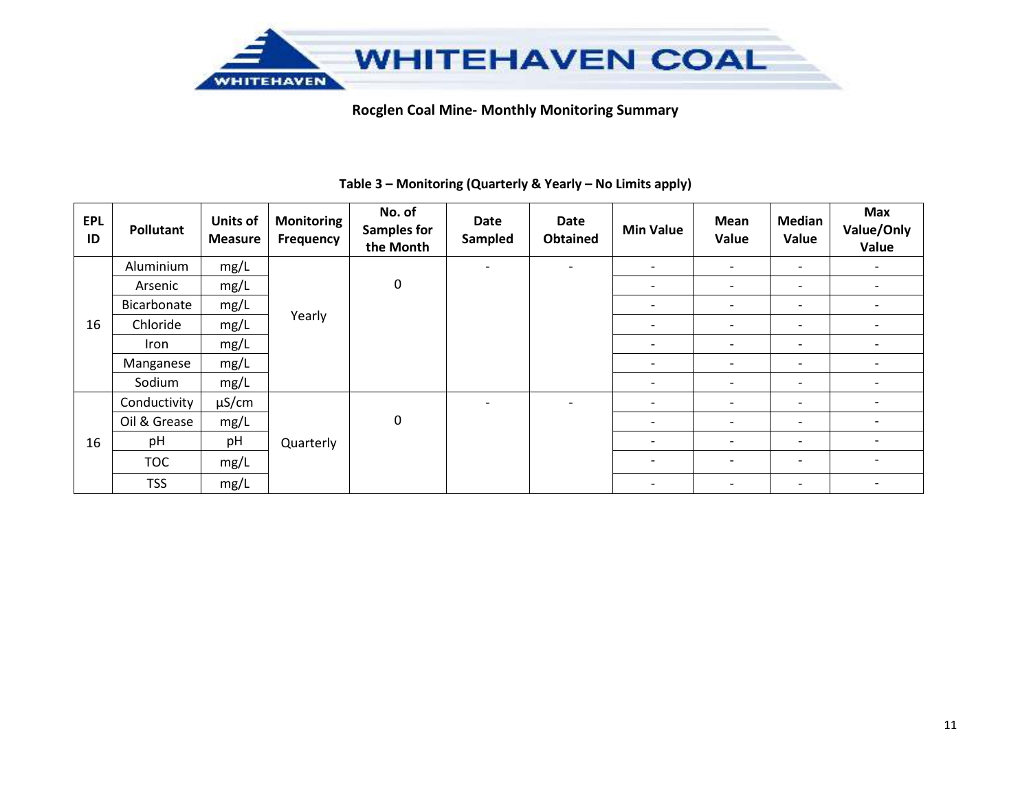WHITEHAVEN COAL

**Rocglen Coal Mine- Monthly Monitoring Summary**

**Table 3 – Monitoring (Quarterly & Yearly – No Limits apply)**

| EPL ID | Pollutant | Units of Measure | Monitoring Frequency | No. of Samples for the Month | Date Sampled | Date Obtained | Min Value | Mean Value | Median Value | Max Value/Only Value |
|---|---|---|---|---|---|---|---|---|---|---|
| 16 | Aluminium | mg/L | Yearly | 0 | - | - | - | - | - | - |
| | Arsenic | mg/L | | | | | - | - | - | - |
| | Bicarbonate | mg/L | | | | | - | - | - | - |
| | Chloride | mg/L | | | | | - | - | - | - |
| | Iron | mg/L | | | | | - | - | - | - |
| | Manganese | mg/L | | | | | - | - | - | - |
| | Sodium | mg/L | | | | | - | - | - | - |
| 16 | Conductivity | µS/cm | Quarterly | 0 | - | - | - | - | - | - |
| | Oil & Grease | mg/L | | | | | - | - | - | - |
| | pH | pH | | | | | - | - | - | - |
| | TOC | mg/L | | | | | - | - | - | - |
| | TSS | mg/L | | | | | - | - | - | - |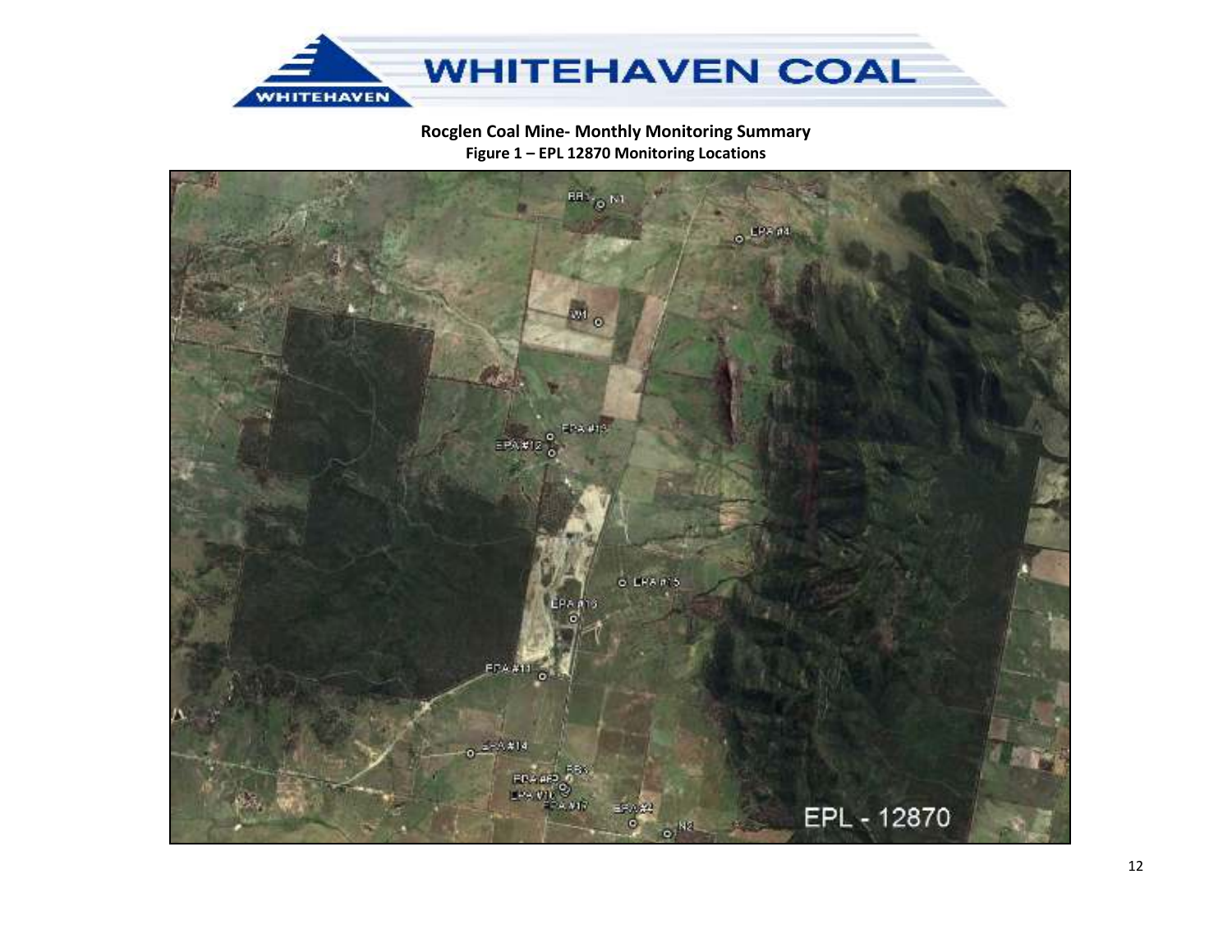**Rocglen Coal Mine- Monthly Monitoring Summary**

**Figure 1 – EPL 12870 Monitoring Locations**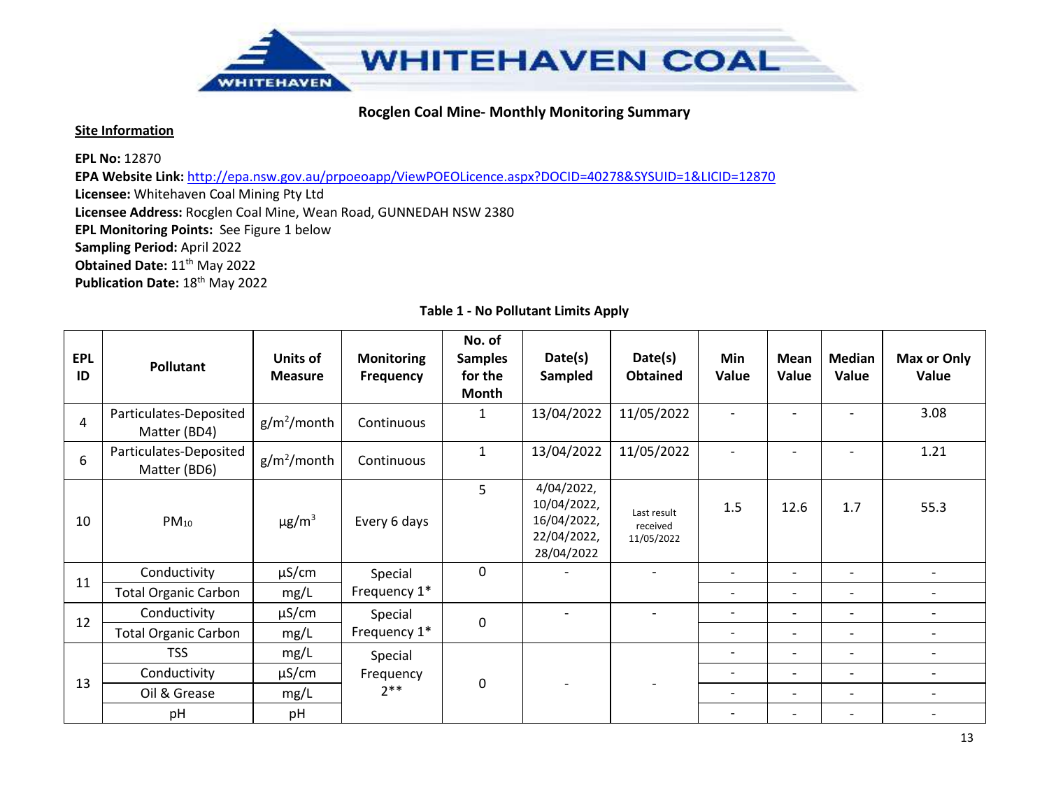# WHITEHAVEN COAL

**Rocglen Coal Mine- Monthly Monitoring Summary**

**Site Information**

**EPL No:** 12870
**EPA Website Link:** http://epa.nsw.gov.au/prpoeoapp/ViewPOEOLicence.aspx?DOCID=40278&SYSUID=1&LICID=12870
**Licensee:** Whitehaven Coal Mining Pty Ltd
**Licensee Address:** Rocglen Coal Mine, Wean Road, GUNNEDAH NSW 2380
**EPL Monitoring Points:** See Figure 1 below
**Sampling Period:** April 2022
**Obtained Date:** 11th May 2022
**Publication Date:** 18th May 2022

**Table 1 - No Pollutant Limits Apply**

| EPL ID | Pollutant | Units of Measure | Monitoring Frequency | No. of Samples for the Month | Date(s) Sampled | Date(s) Obtained | Min Value | Mean Value | Median Value | Max or Only Value |
|---|---|---|---|---|---|---|---|---|---|---|
| 4 | Particulates-Deposited Matter (BD4) | $g/m^2$/month | Continuous | 1 | 13/04/2022 | 11/05/2022 | - | - | - | 3.08 |
| 6 | Particulates-Deposited Matter (BD6) | $g/m^2$/month | Continuous | 1 | 13/04/2022 | 11/05/2022 | - | - | - | 1.21 |
| 10 | $PM_{10}$ | $\mu g/m^3$ | Every 6 days | 5 | 4/04/2022, 10/04/2022, 16/04/2022, 22/04/2022, 28/04/2022 | Last result received 11/05/2022 | 1.5 | 12.6 | 1.7 | 55.3 |
| 11 | Conductivity | µS/cm | Special Frequency 1* | 0 | - | - | - | - | - | - |
| | Total Organic Carbon | mg/L | | | | | - | - | - | - |
| 12 | Conductivity | µS/cm | Special Frequency 1* | 0 | - | - | - | - | - | - |
| | Total Organic Carbon | mg/L | | | | | - | - | - | - |
| 13 | TSS | mg/L | Special Frequency 2** | 0 | - | - | - | - | - | - |
| | Conductivity | µS/cm | | | | | - | - | - | - |
| | Oil & Grease | mg/L | | | | | - | - | - | - |
| | pH | pH | | | | | - | - | - | - |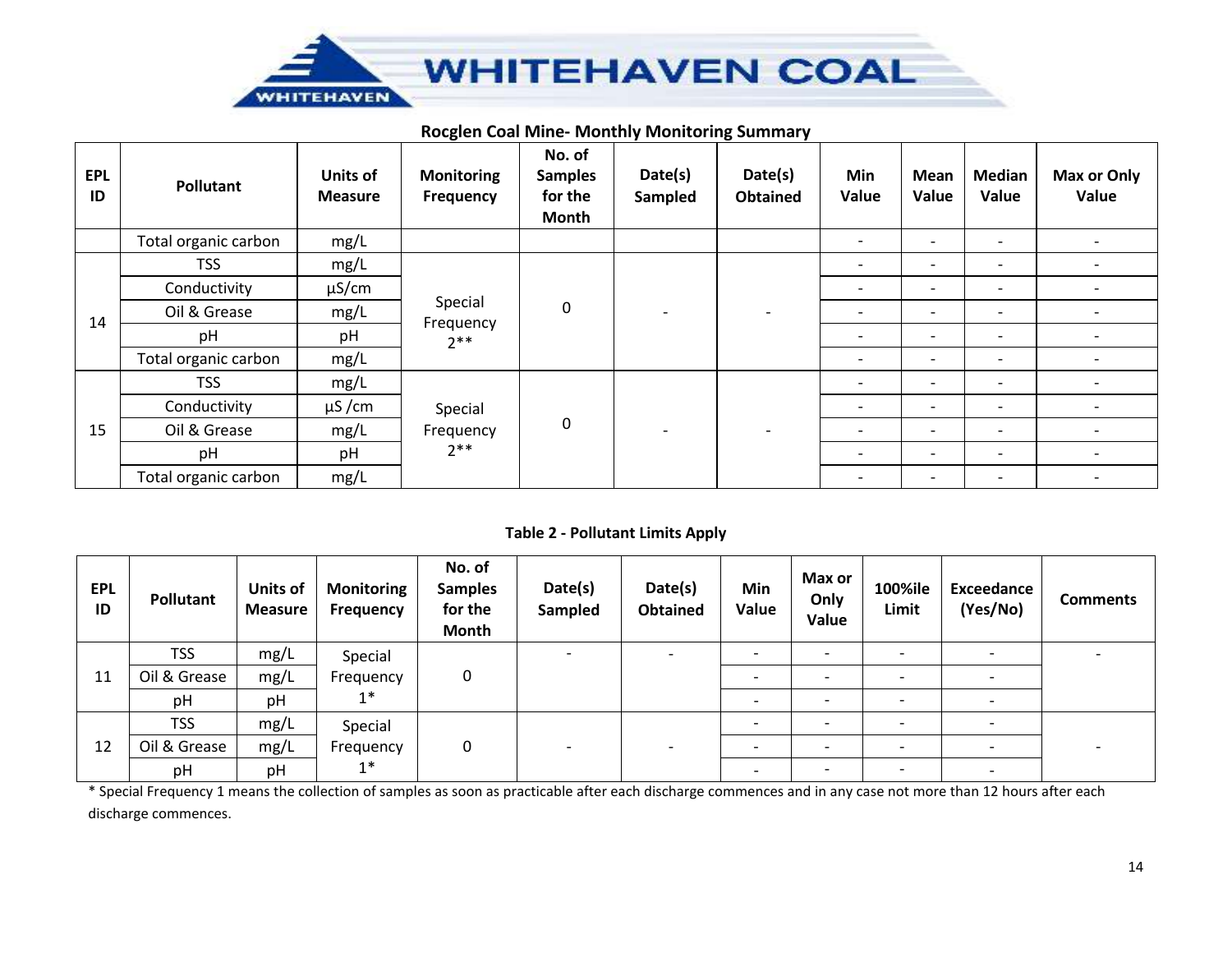**Rocglen Coal Mine- Monthly Monitoring Summary**

| EPL ID | Pollutant | Units of Measure | Monitoring Frequency | No. of Samples for the Month | Date(s) Sampled | Date(s) Obtained | Min Value | Mean Value | Median Value | Max or Only Value |
|---|---|---|---|---|---|---|---|---|---|---|
| | Total organic carbon | mg/L | | | | | - | - | - | - |
| 14 | TSS | mg/L | Special Frequency 2** | 0 | - | - | - | - | - | - |
| | Conductivity | µS/cm | | | | | - | - | - | - |
| | Oil & Grease | mg/L | | | | | - | - | - | - |
| | pH | pH | | | | | - | - | - | - |
| | Total organic carbon | mg/L | | | | | - | - | - | - |
| 15 | TSS | mg/L | Special Frequency 2** | 0 | - | - | - | - | - | - |
| | Conductivity | µS /cm | | | | | - | - | - | - |
| | Oil & Grease | mg/L | | | | | - | - | - | - |
| | pH | pH | | | | | - | - | - | - |
| | Total organic carbon | mg/L | | | | | - | - | - | - |

**Table 2 - Pollutant Limits Apply**

| EPL ID | Pollutant | Units of Measure | Monitoring Frequency | No. of Samples for the Month | Date(s) Sampled | Date(s) Obtained | Min Value | Max or Only Value | 100%ile Limit | Exceedance (Yes/No) | Comments |
|---|---|---|---|---|---|---|---|---|---|---|---|
| 11 | TSS | mg/L | Special Frequency 1* | 0 | - | - | - | - | - | - | - |
| | Oil & Grease | mg/L | | | | | - | - | - | - | |
| | pH | pH | | | | | - | - | - | - | |
| 12 | TSS | mg/L | Special Frequency 1* | 0 | - | - | - | - | - | - | - |
| | Oil & Grease | mg/L | | | | | - | - | - | - | |
| | pH | pH | | | | | - | - | - | - | |

* Special Frequency 1 means the collection of samples as soon as practicable after each discharge commences and in any case not more than 12 hours after each discharge commences.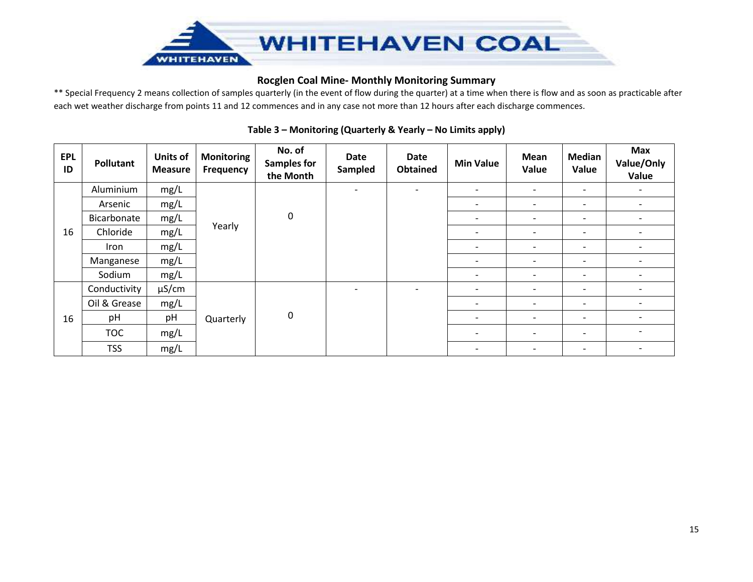## Rocglen Coal Mine- Monthly Monitoring Summary

** Special Frequency 2 means collection of samples quarterly (in the event of flow during the quarter) at a time when there is flow and as soon as practicable after each wet weather discharge from points 11 and 12 commences and in any case not more than 12 hours after each discharge commences.

**Table 3 – Monitoring (Quarterly & Yearly – No Limits apply)**

| EPL ID | Pollutant | Units of Measure | Monitoring Frequency | No. of Samples for the Month | Date Sampled | Date Obtained | Min Value | Mean Value | Median Value | Max Value/Only Value |
|---|---|---|---|---|---|---|---|---|---|---|
| 16 | Aluminium | mg/L | Yearly | 0 | - | - | - | - | - | - |
| | Arsenic | mg/L | | | | | - | - | - | - |
| | Bicarbonate | mg/L | | | | | - | - | - | - |
| | Chloride | mg/L | | | | | - | - | - | - |
| | Iron | mg/L | | | | | - | - | - | - |
| | Manganese | mg/L | | | | | - | - | - | - |
| | Sodium | mg/L | | | | | - | - | - | - |
| 16 | Conductivity | µS/cm | Quarterly | 0 | - | - | - | - | - | - |
| | Oil & Grease | mg/L | | | | | - | - | - | - |
| | pH | pH | | | | | - | - | - | - |
| | TOC | mg/L | | | | | - | - | - | - |
| | TSS | mg/L | | | | | - | - | - | - |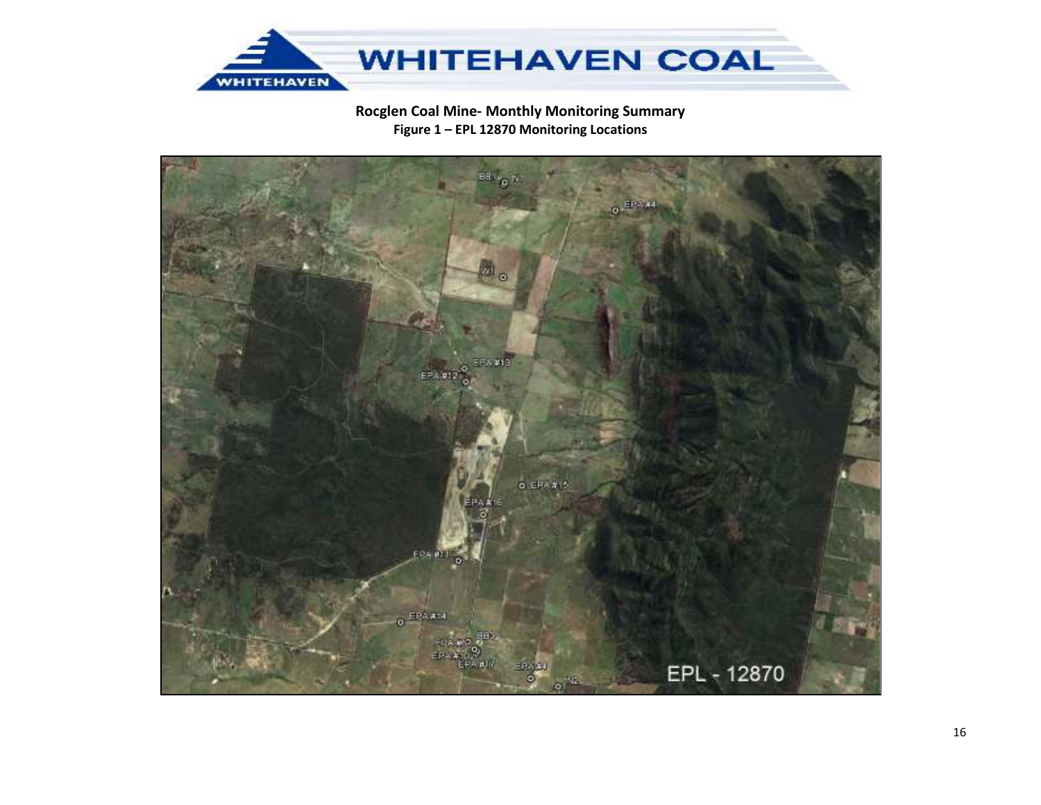**Rocglen Coal Mine- Monthly Monitoring Summary**

**Figure 1 – EPL 12870 Monitoring Locations**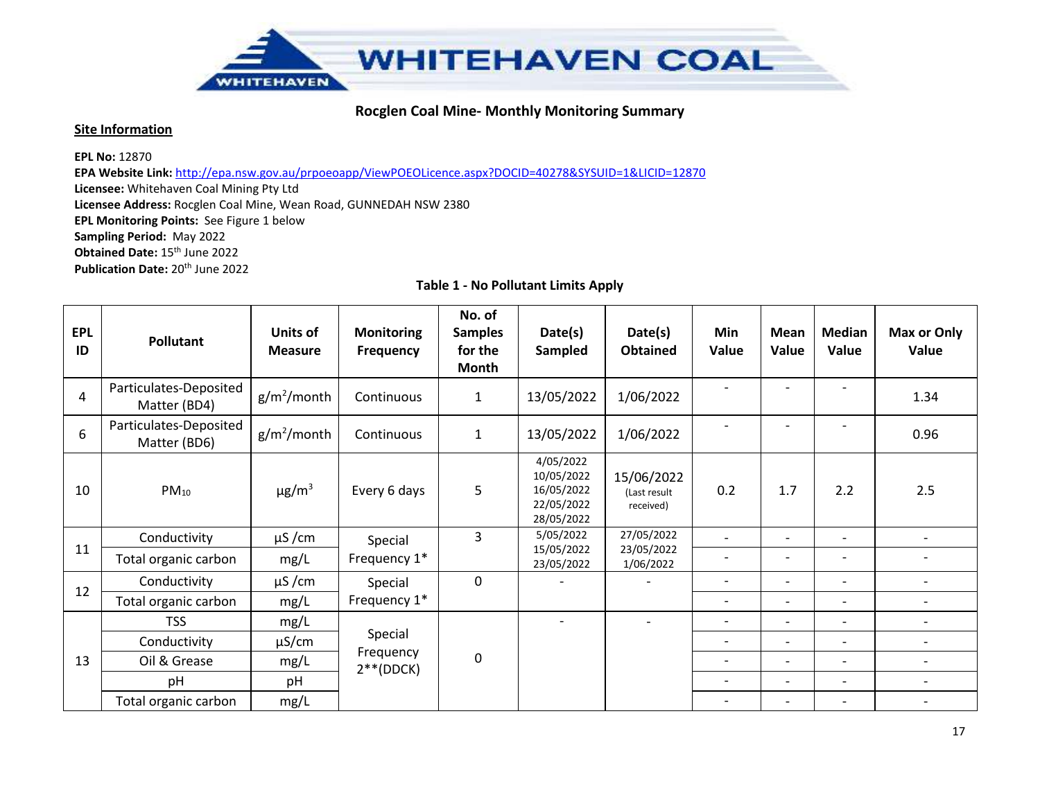WHITEHAVEN COAL

## Rocglen Coal Mine- Monthly Monitoring Summary

**Site Information**

**EPL No:** 12870
**EPA Website Link:** [http://epa.nsw.gov.au/prpoeoapp/ViewPOEOLicence.aspx?DOCID=40278&SYSUID=1&LICID=12870](http://epa.nsw.gov.au/prpoeoapp/ViewPOEOLicence.aspx?DOCID=40278&SYSUID=1&LICID=12870)
**Licensee:** Whitehaven Coal Mining Pty Ltd
**Licensee Address:** Rocglen Coal Mine, Wean Road, GUNNEDAH NSW 2380
**EPL Monitoring Points:** See Figure 1 below
**Sampling Period:** May 2022
**Obtained Date:** 15th June 2022
**Publication Date:** 20th June 2022

**Table 1 - No Pollutant Limits Apply**

| EPL ID | Pollutant | Units of Measure | Monitoring Frequency | No. of Samples for the Month | Date(s) Sampled | Date(s) Obtained | Min Value | Mean Value | Median Value | Max or Only Value |
|---|---|---|---|---|---|---|---|---|---|---|
| 4 | Particulates-Deposited Matter (BD4) | $g/m^2$/month | Continuous | 1 | 13/05/2022 | 1/06/2022 | - | - | - | 1.34 |
| 6 | Particulates-Deposited Matter (BD6) | $g/m^2$/month | Continuous | 1 | 13/05/2022 | 1/06/2022 | - | - | - | 0.96 |
| 10 | $PM_{10}$ | $\mu g/m^3$ | Every 6 days | 5 | 4/05/2022<br>10/05/2022<br>16/05/2022<br>22/05/2022<br>28/05/2022 | 15/06/2022<br>(Last result received) | 0.2 | 1.7 | 2.2 | 2.5 |
| 11 | Conductivity | µS /cm | Special Frequency 1* | 3 | 5/05/2022<br>15/05/2022<br>23/05/2022 | 27/05/2022<br>23/05/2022<br>1/06/2022 | - | - | - | - |
| | Total organic carbon | mg/L | | | | | - | - | - | - |
| 12 | Conductivity | µS /cm | Special Frequency 1* | 0 | - | - | - | - | - | - |
| | Total organic carbon | mg/L | | | | | - | - | - | - |
| 13 | TSS | mg/L | Special Frequency 2**(DDCK) | 0 | - | - | - | - | - | - |
| | Conductivity | µS/cm | | | | | - | - | - | - |
| | Oil & Grease | mg/L | | | | | - | - | - | - |
| | pH | pH | | | | | - | - | - | - |
| | Total organic carbon | mg/L | | | | | - | - | - | - |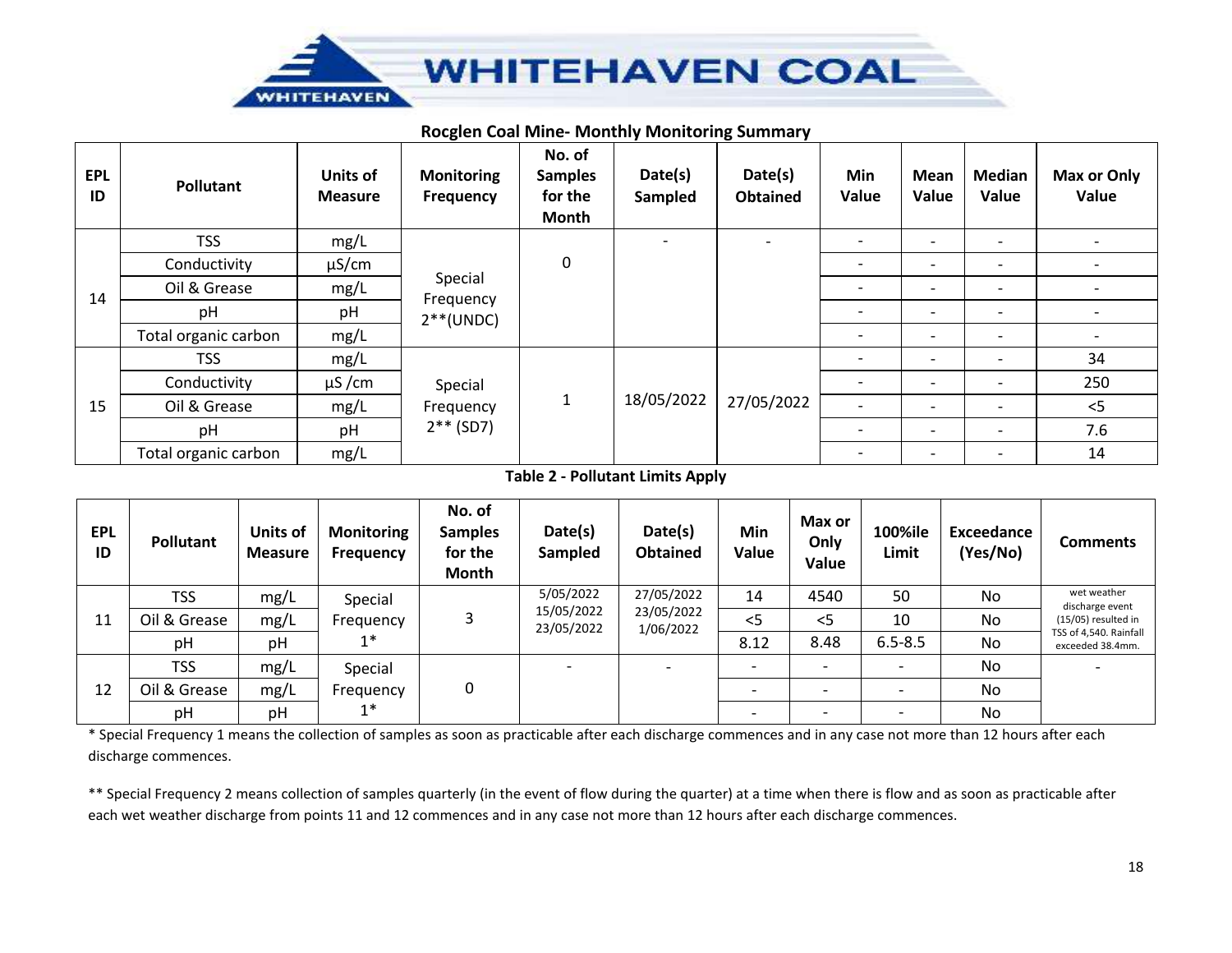## Rocglen Coal Mine- Monthly Monitoring Summary

| EPL ID | Pollutant | Units of Measure | Monitoring Frequency | No. of Samples for the Month | Date(s) Sampled | Date(s) Obtained | Min Value | Mean Value | Median Value | Max or Only Value |
|---|---|---|---|---|---|---|---|---|---|---|
| 14 | TSS | mg/L | Special Frequency 2**(UNDC) | 0 | - | - | - | - | - | - |
| | Conductivity | µS/cm | | | | | - | - | - | - |
| | Oil & Grease | mg/L | | | | | - | - | - | - |
| | pH | pH | | | | | - | - | - | - |
| | Total organic carbon | mg/L | | | | | - | - | - | - |
| 15 | TSS | mg/L | Special Frequency 2** (SD7) | 1 | 18/05/2022 | 27/05/2022 | - | - | - | 34 |
| | Conductivity | µS /cm | | | | | - | - | - | 250 |
| | Oil & Grease | mg/L | | | | | - | - | - | <5 |
| | pH | pH | | | | | - | - | - | 7.6 |
| | Total organic carbon | mg/L | | | | | - | - | - | 14 |

**Table 2 - Pollutant Limits Apply**

| EPL ID | Pollutant | Units of Measure | Monitoring Frequency | No. of Samples for the Month | Date(s) Sampled | Date(s) Obtained | Min Value | Max or Only Value | 100%ile Limit | Exceedance (Yes/No) | Comments |
|---|---|---|---|---|---|---|---|---|---|---|---|
| 11 | TSS | mg/L | Special Frequency 1* | 3 | 5/05/2022 15/05/2022 23/05/2022 | 27/05/2022 23/05/2022 1/06/2022 | 14 | 4540 | 50 | No | wet weather discharge event (15/05) resulted in TSS of 4,540. Rainfall exceeded 38.4mm. |
| | Oil & Grease | mg/L | | | | | <5 | <5 | 10 | No | |
| | pH | pH | | | | | 8.12 | 8.48 | 6.5-8.5 | No | |
| 12 | TSS | mg/L | Special Frequency 1* | 0 | - | - | - | - | - | No | - |
| | Oil & Grease | mg/L | | | | | - | - | - | No | |
| | pH | pH | | | | | - | - | - | No | |

* Special Frequency 1 means the collection of samples as soon as practicable after each discharge commences and in any case not more than 12 hours after each discharge commences.

** Special Frequency 2 means collection of samples quarterly (in the event of flow during the quarter) at a time when there is flow and as soon as practicable after each wet weather discharge from points 11 and 12 commences and in any case not more than 12 hours after each discharge commences.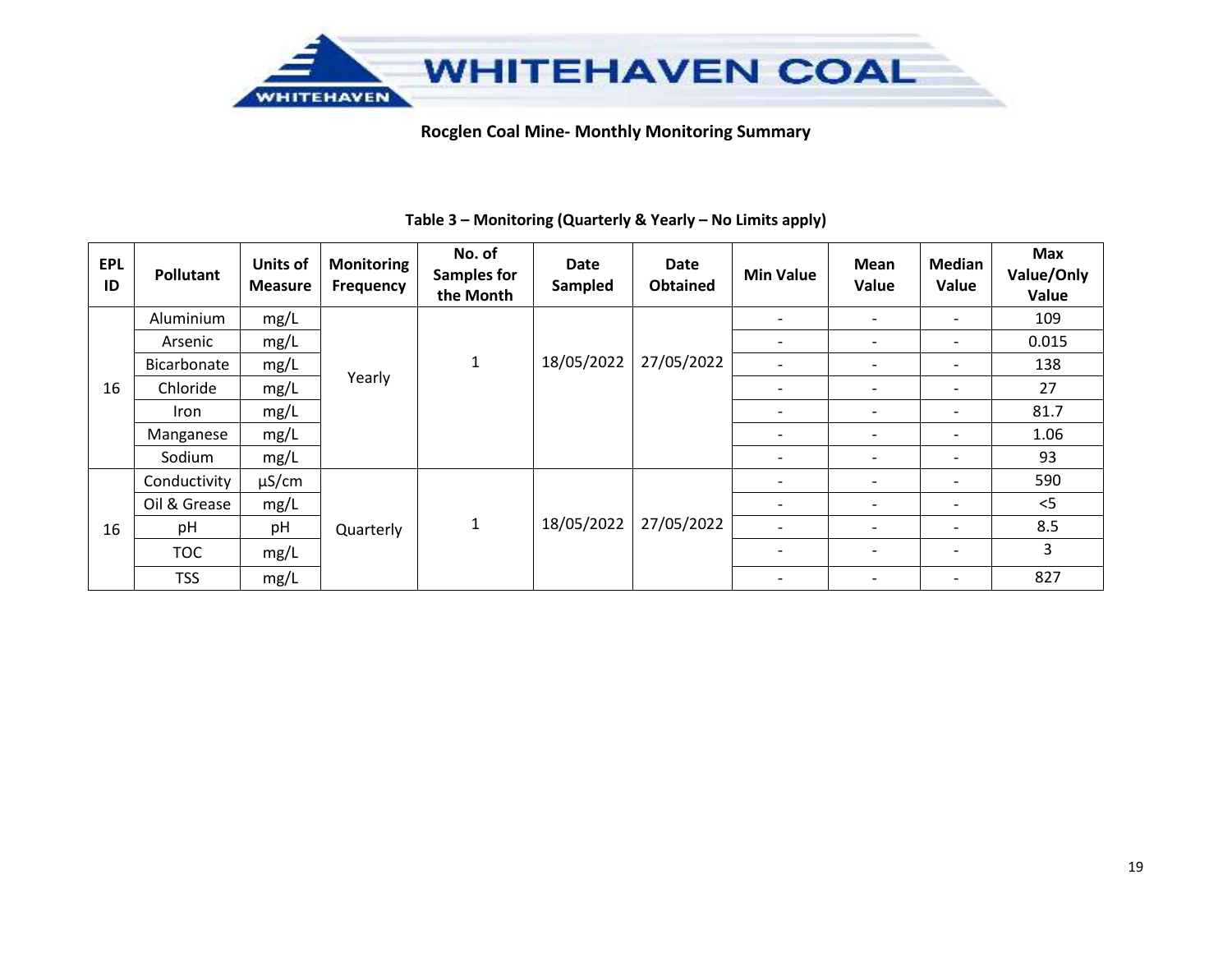WHITEHAVEN COAL

**Rocglen Coal Mine- Monthly Monitoring Summary**

**Table 3 – Monitoring (Quarterly & Yearly – No Limits apply)**

| EPL ID | Pollutant | Units of Measure | Monitoring Frequency | No. of Samples for the Month | Date Sampled | Date Obtained | Min Value | Mean Value | Median Value | Max Value/Only Value |
|---|---|---|---|---|---|---|---|---|---|---|
| 16 | Aluminium | mg/L | Yearly | 1 | 18/05/2022 | 27/05/2022 | - | - | - | 109 |
| | Arsenic | mg/L | | | | | - | - | - | 0.015 |
| | Bicarbonate | mg/L | | | | | - | - | - | 138 |
| | Chloride | mg/L | | | | | - | - | - | 27 |
| | Iron | mg/L | | | | | - | - | - | 81.7 |
| | Manganese | mg/L | | | | | - | - | - | 1.06 |
| | Sodium | mg/L | | | | | - | - | - | 93 |
| 16 | Conductivity | µS/cm | Quarterly | 1 | 18/05/2022 | 27/05/2022 | - | - | - | 590 |
| | Oil & Grease | mg/L | | | | | - | - | - | <5 |
| | pH | pH | | | | | - | - | - | 8.5 |
| | TOC | mg/L | | | | | - | - | - | 3 |
| | TSS | mg/L | | | | | - | - | - | 827 |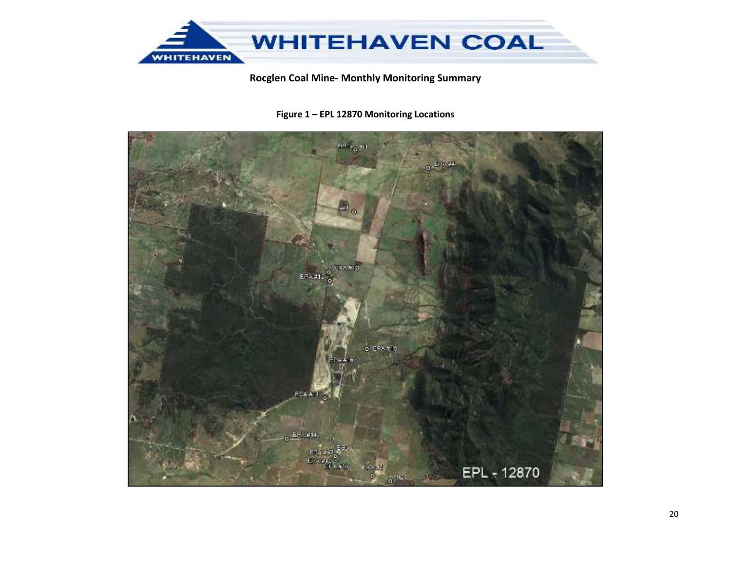Rocglen Coal Mine- Monthly Monitoring Summary

**Figure 1 – EPL 12870 Monitoring Locations**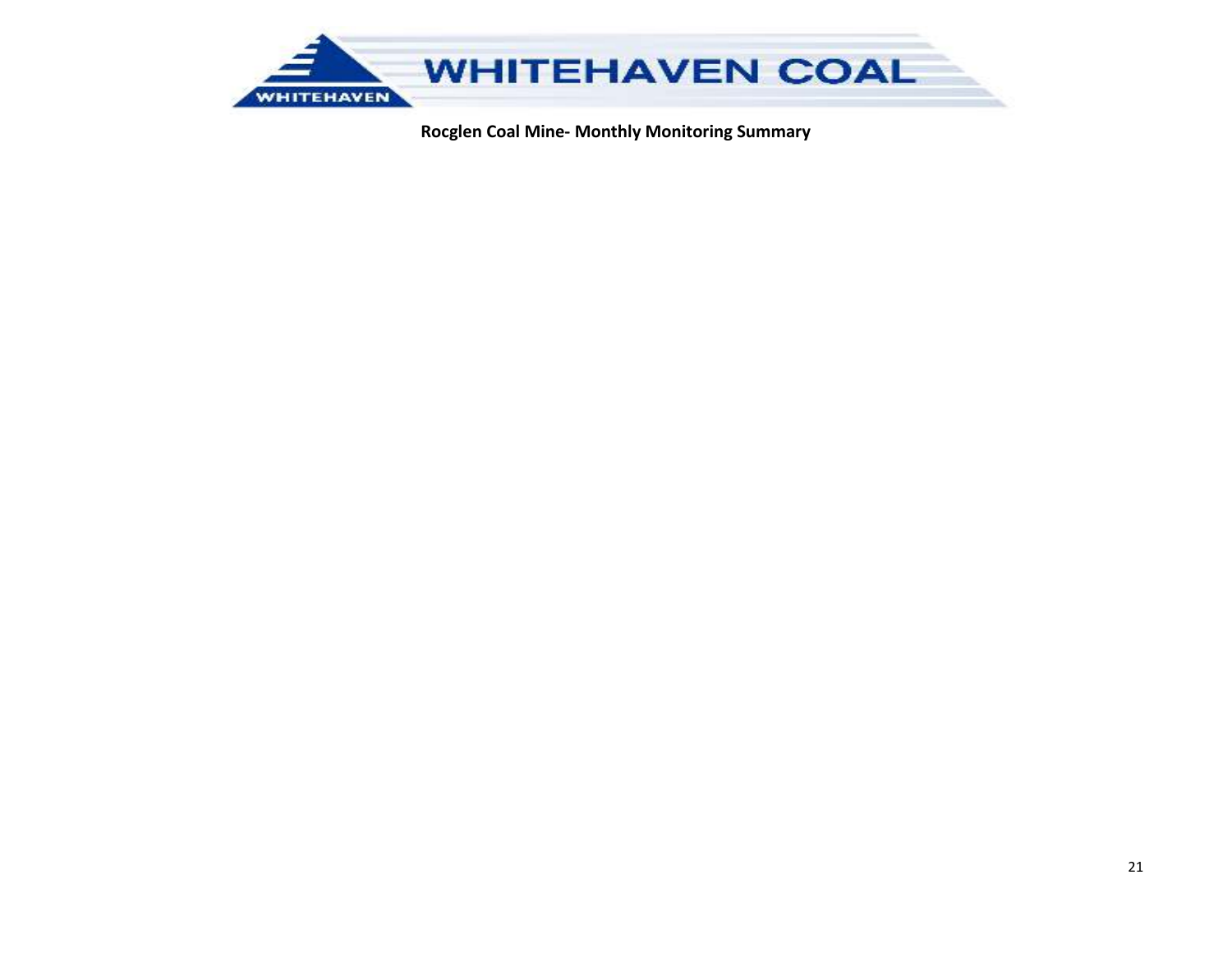**Rocglen Coal Mine- Monthly Monitoring Summary**